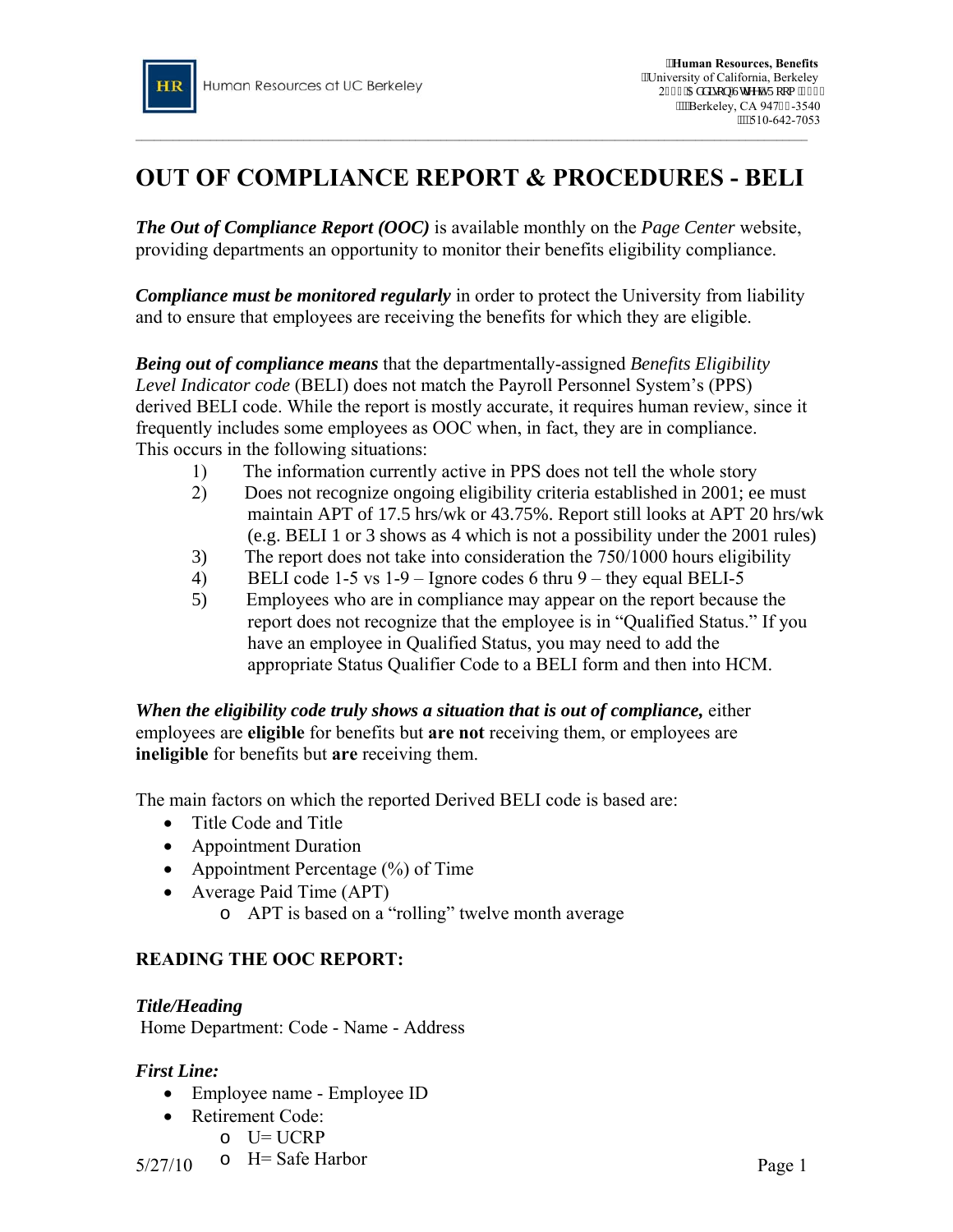Human Resources, Benefits
University of California, Berkeley
Berkeley, CA 947 -3540
510-642-7053

# OUT OF COMPLIANCE REPORT & PROCEDURES - BELI

***The Out of Compliance Report (OOC)*** is available monthly on the *Page Center* website, providing departments an opportunity to monitor their benefits eligibility compliance.

***Compliance must be monitored regularly*** in order to protect the University from liability and to ensure that employees are receiving the benefits for which they are eligible.

***Being out of compliance means*** that the departmentally-assigned *Benefits Eligibility Level Indicator code* (BELI) does not match the Payroll Personnel System's (PPS) derived BELI code. While the report is mostly accurate, it requires human review, since it frequently includes some employees as OOC when, in fact, they are in compliance. This occurs in the following situations:

1) The information currently active in PPS does not tell the whole story
2) Does not recognize ongoing eligibility criteria established in 2001; ee must maintain APT of 17.5 hrs/wk or 43.75%. Report still looks at APT 20 hrs/wk (e.g. BELI 1 or 3 shows as 4 which is not a possibility under the 2001 rules)
3) The report does not take into consideration the 750/1000 hours eligibility
4) BELI code 1-5 vs 1-9 – Ignore codes 6 thru 9 – they equal BELI-5
5) Employees who are in compliance may appear on the report because the report does not recognize that the employee is in "Qualified Status." If you have an employee in Qualified Status, you may need to add the appropriate Status Qualifier Code to a BELI form and then into HCM.

***When the eligibility code truly shows a situation that is out of compliance,*** either employees are **eligible** for benefits but **are not** receiving them, or employees are **ineligible** for benefits but **are** receiving them.

The main factors on which the reported Derived BELI code is based are:

- Title Code and Title
- Appointment Duration
- Appointment Percentage (%) of Time
- Average Paid Time (APT)
  - APT is based on a "rolling" twelve month average

## READING THE OOC REPORT:

### *Title/Heading*

Home Department: Code - Name - Address

### *First Line:*

- Employee name - Employee ID
- Retirement Code:
  - U= UCRP
  - H= Safe Harbor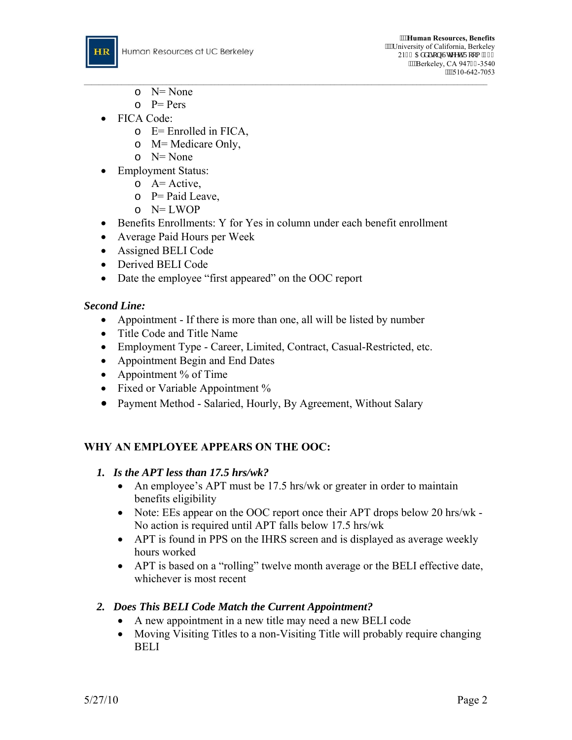- N= None
- P= Pers

- FICA Code:
  - E= Enrolled in FICA,
  - M= Medicare Only,
  - N= None
- Employment Status:
  - A= Active,
  - P= Paid Leave,
  - N= LWOP
- Benefits Enrollments: Y for Yes in column under each benefit enrollment
- Average Paid Hours per Week
- Assigned BELI Code
- Derived BELI Code
- Date the employee "first appeared" on the OOC report

***Second Line:***

- Appointment - If there is more than one, all will be listed by number
- Title Code and Title Name
- Employment Type - Career, Limited, Contract, Casual-Restricted, etc.
- Appointment Begin and End Dates
- Appointment % of Time
- Fixed or Variable Appointment %
- Payment Method - Salaried, Hourly, By Agreement, Without Salary

**WHY AN EMPLOYEE APPEARS ON THE OOC:**

1. ***Is the APT less than 17.5 hrs/wk?***
   - An employee's APT must be 17.5 hrs/wk or greater in order to maintain benefits eligibility
   - Note: EEs appear on the OOC report once their APT drops below 20 hrs/wk - No action is required until APT falls below 17.5 hrs/wk
   - APT is found in PPS on the IHRS screen and is displayed as average weekly hours worked
   - APT is based on a "rolling" twelve month average or the BELI effective date, whichever is most recent

2. ***Does This BELI Code Match the Current Appointment?***
   - A new appointment in a new title may need a new BELI code
   - Moving Visiting Titles to a non-Visiting Title will probably require changing BELI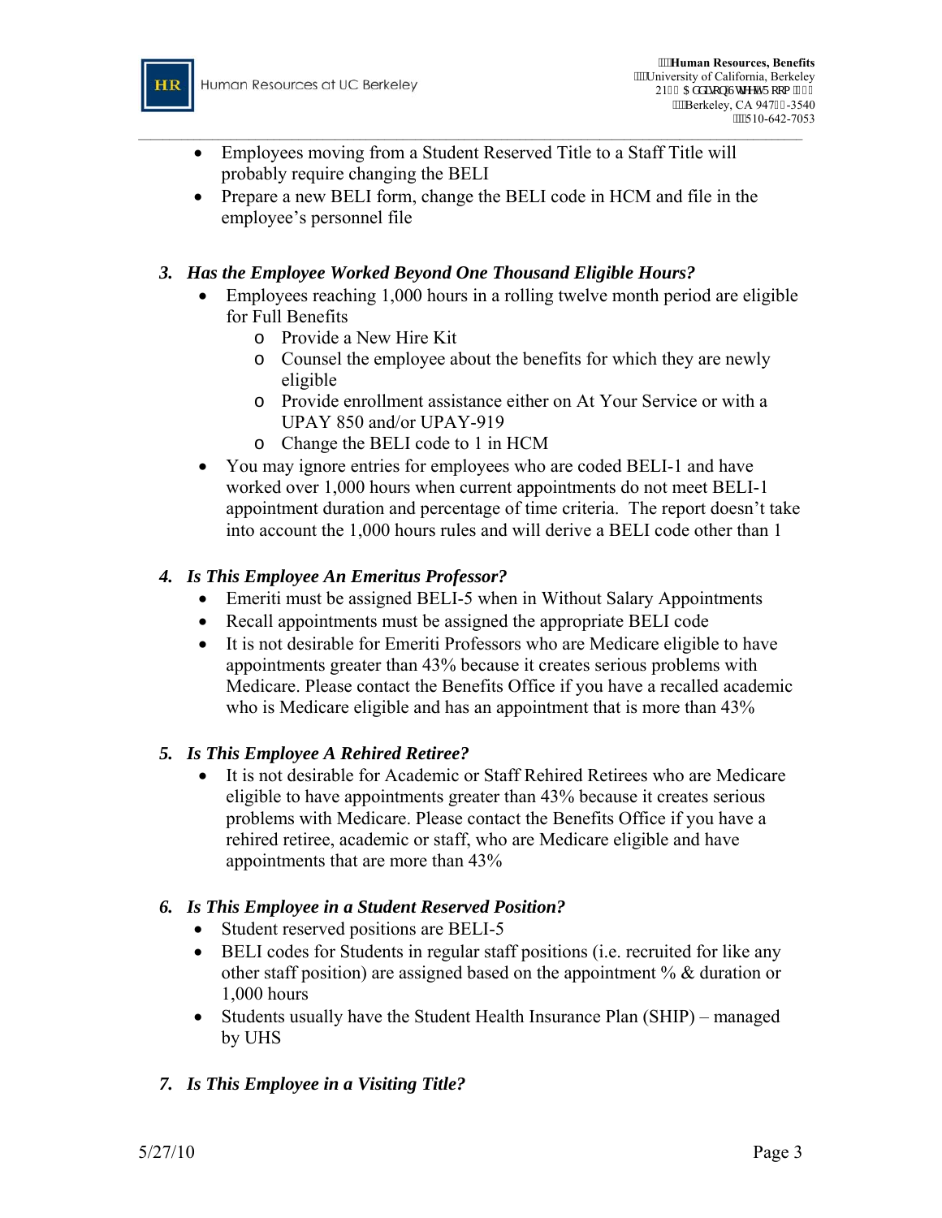- Employees moving from a Student Reserved Title to a Staff Title will probably require changing the BELI
- Prepare a new BELI form, change the BELI code in HCM and file in the employee's personnel file

### *3. Has the Employee Worked Beyond One Thousand Eligible Hours?*

- Employees reaching 1,000 hours in a rolling twelve month period are eligible for Full Benefits
  - Provide a New Hire Kit
  - Counsel the employee about the benefits for which they are newly eligible
  - Provide enrollment assistance either on At Your Service or with a UPAY 850 and/or UPAY-919
  - Change the BELI code to 1 in HCM
- You may ignore entries for employees who are coded BELI-1 and have worked over 1,000 hours when current appointments do not meet BELI-1 appointment duration and percentage of time criteria. The report doesn't take into account the 1,000 hours rules and will derive a BELI code other than 1

### *4. Is This Employee An Emeritus Professor?*

- Emeriti must be assigned BELI-5 when in Without Salary Appointments
- Recall appointments must be assigned the appropriate BELI code
- It is not desirable for Emeriti Professors who are Medicare eligible to have appointments greater than 43% because it creates serious problems with Medicare. Please contact the Benefits Office if you have a recalled academic who is Medicare eligible and has an appointment that is more than 43%

### *5. Is This Employee A Rehired Retiree?*

- It is not desirable for Academic or Staff Rehired Retirees who are Medicare eligible to have appointments greater than 43% because it creates serious problems with Medicare. Please contact the Benefits Office if you have a rehired retiree, academic or staff, who are Medicare eligible and have appointments that are more than 43%

### *6. Is This Employee in a Student Reserved Position?*

- Student reserved positions are BELI-5
- BELI codes for Students in regular staff positions (i.e. recruited for like any other staff position) are assigned based on the appointment % & duration or 1,000 hours
- Students usually have the Student Health Insurance Plan (SHIP) – managed by UHS

### *7. Is This Employee in a Visiting Title?*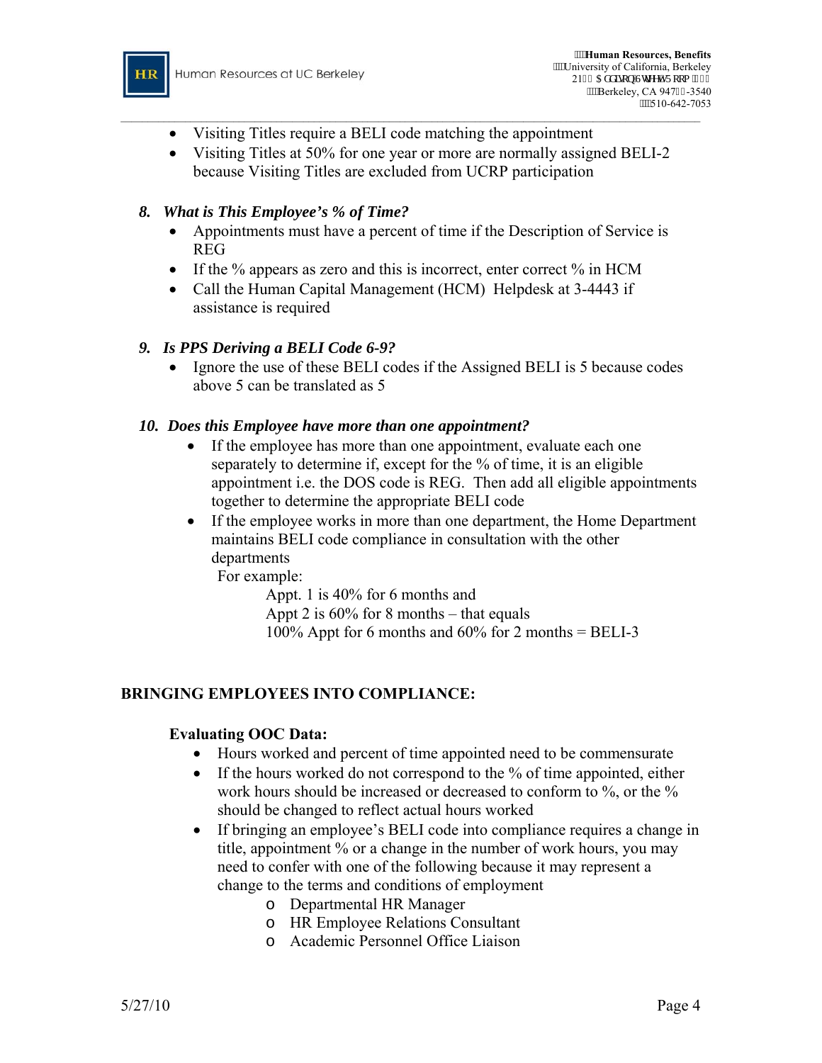- Visiting Titles require a BELI code matching the appointment
- Visiting Titles at 50% for one year or more are normally assigned BELI-2 because Visiting Titles are excluded from UCRP participation

### *8. What is This Employee's % of Time?*

- Appointments must have a percent of time if the Description of Service is REG
- If the % appears as zero and this is incorrect, enter correct % in HCM
- Call the Human Capital Management (HCM) Helpdesk at 3-4443 if assistance is required

### *9. Is PPS Deriving a BELI Code 6-9?*

- Ignore the use of these BELI codes if the Assigned BELI is 5 because codes above 5 can be translated as 5

### *10. Does this Employee have more than one appointment?*

- If the employee has more than one appointment, evaluate each one separately to determine if, except for the % of time, it is an eligible appointment i.e. the DOS code is REG. Then add all eligible appointments together to determine the appropriate BELI code
- If the employee works in more than one department, the Home Department maintains BELI code compliance in consultation with the other departments

  For example:

  Appt. 1 is 40% for 6 months and
  Appt 2 is 60% for 8 months – that equals
  100% Appt for 6 months and 60% for 2 months = BELI-3

## BRINGING EMPLOYEES INTO COMPLIANCE:

### Evaluating OOC Data:

- Hours worked and percent of time appointed need to be commensurate
- If the hours worked do not correspond to the % of time appointed, either work hours should be increased or decreased to conform to %, or the % should be changed to reflect actual hours worked
- If bringing an employee's BELI code into compliance requires a change in title, appointment % or a change in the number of work hours, you may need to confer with one of the following because it may represent a change to the terms and conditions of employment
  - Departmental HR Manager
  - HR Employee Relations Consultant
  - Academic Personnel Office Liaison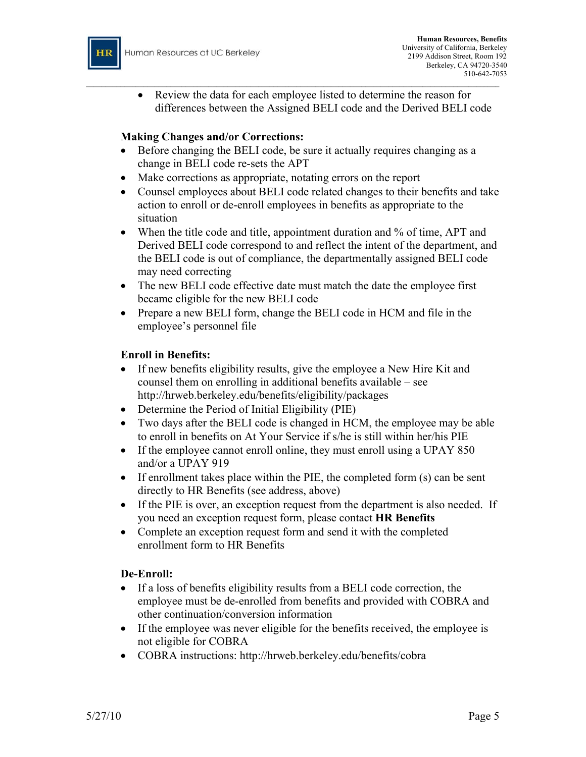- Review the data for each employee listed to determine the reason for differences between the Assigned BELI code and the Derived BELI code

**Making Changes and/or Corrections:**

- Before changing the BELI code, be sure it actually requires changing as a change in BELI code re-sets the APT
- Make corrections as appropriate, notating errors on the report
- Counsel employees about BELI code related changes to their benefits and take action to enroll or de-enroll employees in benefits as appropriate to the situation
- When the title code and title, appointment duration and % of time, APT and Derived BELI code correspond to and reflect the intent of the department, and the BELI code is out of compliance, the departmentally assigned BELI code may need correcting
- The new BELI code effective date must match the date the employee first became eligible for the new BELI code
- Prepare a new BELI form, change the BELI code in HCM and file in the employee's personnel file

**Enroll in Benefits:**

- If new benefits eligibility results, give the employee a New Hire Kit and counsel them on enrolling in additional benefits available – see http://hrweb.berkeley.edu/benefits/eligibility/packages
- Determine the Period of Initial Eligibility (PIE)
- Two days after the BELI code is changed in HCM, the employee may be able to enroll in benefits on At Your Service if s/he is still within her/his PIE
- If the employee cannot enroll online, they must enroll using a UPAY 850 and/or a UPAY 919
- If enrollment takes place within the PIE, the completed form (s) can be sent directly to HR Benefits (see address, above)
- If the PIE is over, an exception request from the department is also needed. If you need an exception request form, please contact **HR Benefits**
- Complete an exception request form and send it with the completed enrollment form to HR Benefits

**De-Enroll:**

- If a loss of benefits eligibility results from a BELI code correction, the employee must be de-enrolled from benefits and provided with COBRA and other continuation/conversion information
- If the employee was never eligible for the benefits received, the employee is not eligible for COBRA
- COBRA instructions: http://hrweb.berkeley.edu/benefits/cobra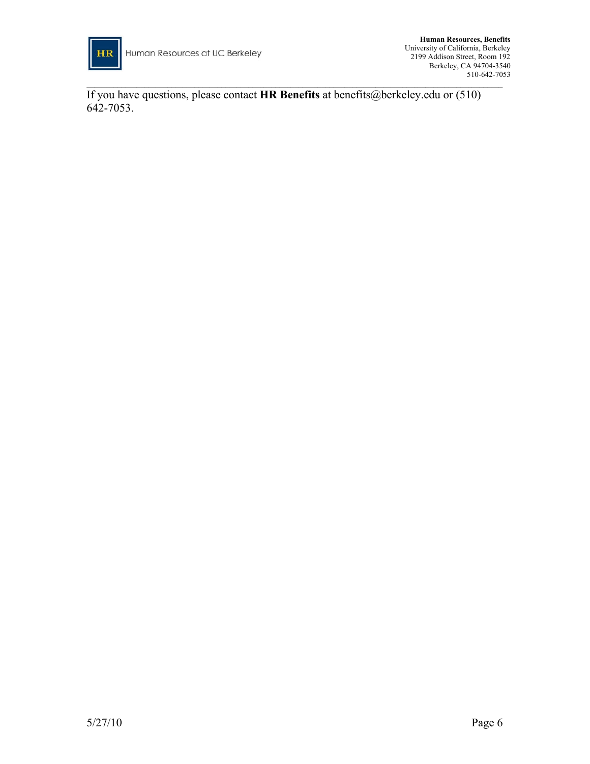If you have questions, please contact **HR Benefits** at benefits@berkeley.edu or (510) 642-7053.